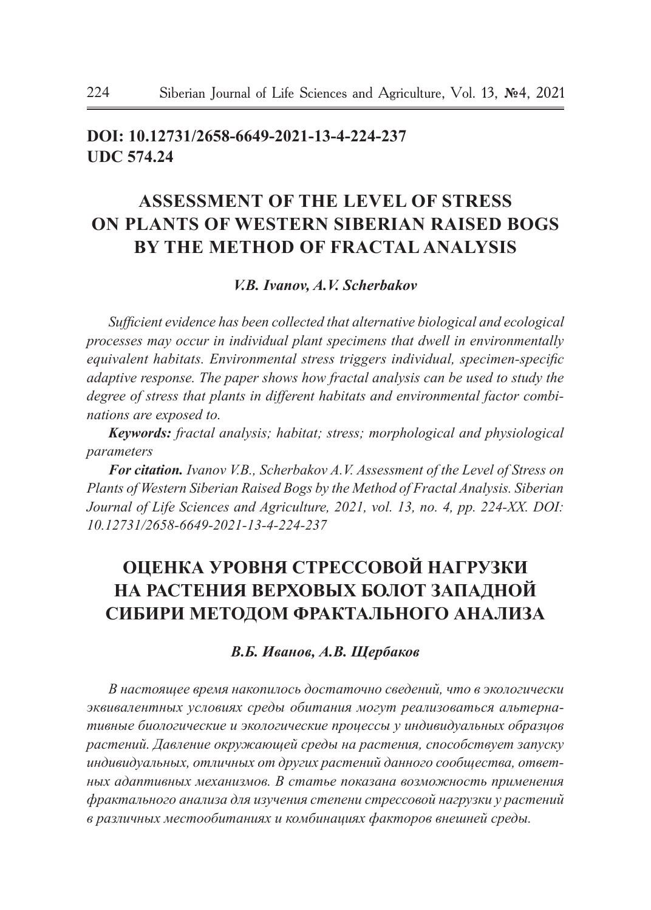**DOI: 10.12731/2658-6649-2021-13-4-224-237**
**UDC 574.24**

# ASSESSMENT OF THE LEVEL OF STRESS ON PLANTS OF WESTERN SIBERIAN RAISED BOGS BY THE METHOD OF FRACTAL ANALYSIS

***V.B. Ivanov, A.V. Scherbakov***

*Sufficient evidence has been collected that alternative biological and ecological processes may occur in individual plant specimens that dwell in environmentally equivalent habitats. Environmental stress triggers individual, specimen-specific adaptive response. The paper shows how fractal analysis can be used to study the degree of stress that plants in different habitats and environmental factor combinations are exposed to.*

***Keywords:*** *fractal analysis; habitat; stress; morphological and physiological parameters*

***For citation.*** *Ivanov V.B., Scherbakov A.V. Assessment of the Level of Stress on Plants of Western Siberian Raised Bogs by the Method of Fractal Analysis. Siberian Journal of Life Sciences and Agriculture, 2021, vol. 13, no. 4, pp. 224-XX. DOI: 10.12731/2658-6649-2021-13-4-224-237*

# ОЦЕНКА УРОВНЯ СТРЕССОВОЙ НАГРУЗКИ НА РАСТЕНИЯ ВЕРХОВЫХ БОЛОТ ЗАПАДНОЙ СИБИРИ МЕТОДОМ ФРАКТАЛЬНОГО АНАЛИЗА

***В.Б. Иванов, А.В. Щербаков***

*В настоящее время накопилось достаточно сведений, что в экологически эквивалентных условиях среды обитания могут реализоваться альтернативные биологические и экологические процессы у индивидуальных образцов растений. Давление окружающей среды на растения, способствует запуску индивидуальных, отличных от других растений данного сообщества, ответных адаптивных механизмов. В статье показана возможность применения фрактального анализа для изучения степени стрессовой нагрузки у растений в различных местообитаниях и комбинациях факторов внешней среды.*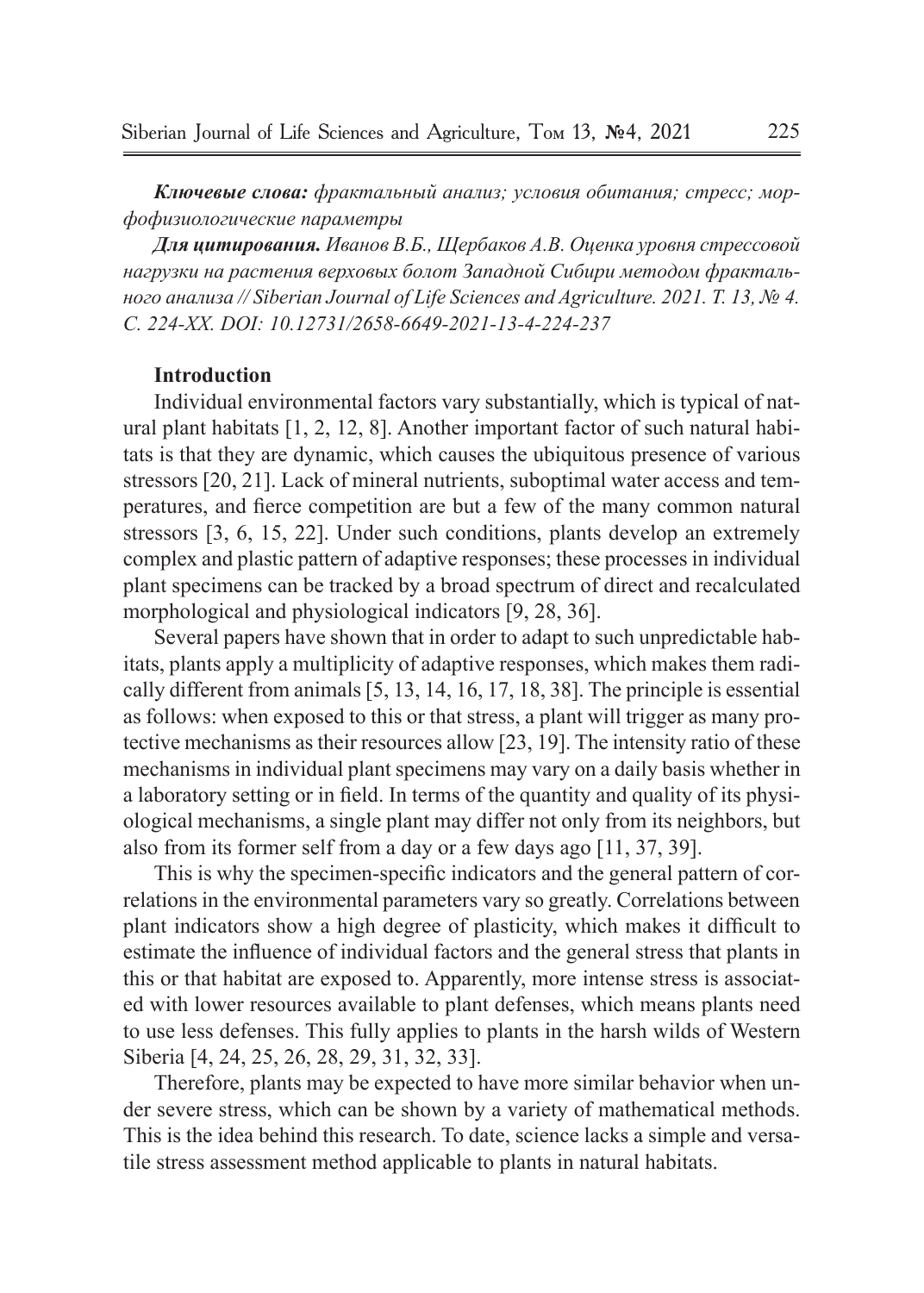***Ключевые слова:*** *фрактальный анализ; условия обитания; стресс; морфофизиологические параметры*

***Для цитирования.*** *Иванов В.Б., Щербаков А.В. Оценка уровня стрессовой нагрузки на растения верховых болот Западной Сибири методом фрактального анализа // Siberian Journal of Life Sciences and Agriculture. 2021. Т. 13, № 4. С. 224-XX. DOI: 10.12731/2658-6649-2021-13-4-224-237*

## Introduction

Individual environmental factors vary substantially, which is typical of natural plant habitats [1, 2, 12, 8]. Another important factor of such natural habitats is that they are dynamic, which causes the ubiquitous presence of various stressors [20, 21]. Lack of mineral nutrients, suboptimal water access and temperatures, and fierce competition are but a few of the many common natural stressors [3, 6, 15, 22]. Under such conditions, plants develop an extremely complex and plastic pattern of adaptive responses; these processes in individual plant specimens can be tracked by a broad spectrum of direct and recalculated morphological and physiological indicators [9, 28, 36].

Several papers have shown that in order to adapt to such unpredictable habitats, plants apply a multiplicity of adaptive responses, which makes them radically different from animals [5, 13, 14, 16, 17, 18, 38]. The principle is essential as follows: when exposed to this or that stress, a plant will trigger as many protective mechanisms as their resources allow [23, 19]. The intensity ratio of these mechanisms in individual plant specimens may vary on a daily basis whether in a laboratory setting or in field. In terms of the quantity and quality of its physiological mechanisms, a single plant may differ not only from its neighbors, but also from its former self from a day or a few days ago [11, 37, 39].

This is why the specimen-specific indicators and the general pattern of correlations in the environmental parameters vary so greatly. Correlations between plant indicators show a high degree of plasticity, which makes it difficult to estimate the influence of individual factors and the general stress that plants in this or that habitat are exposed to. Apparently, more intense stress is associated with lower resources available to plant defenses, which means plants need to use less defenses. This fully applies to plants in the harsh wilds of Western Siberia [4, 24, 25, 26, 28, 29, 31, 32, 33].

Therefore, plants may be expected to have more similar behavior when under severe stress, which can be shown by a variety of mathematical methods. This is the idea behind this research. To date, science lacks a simple and versatile stress assessment method applicable to plants in natural habitats.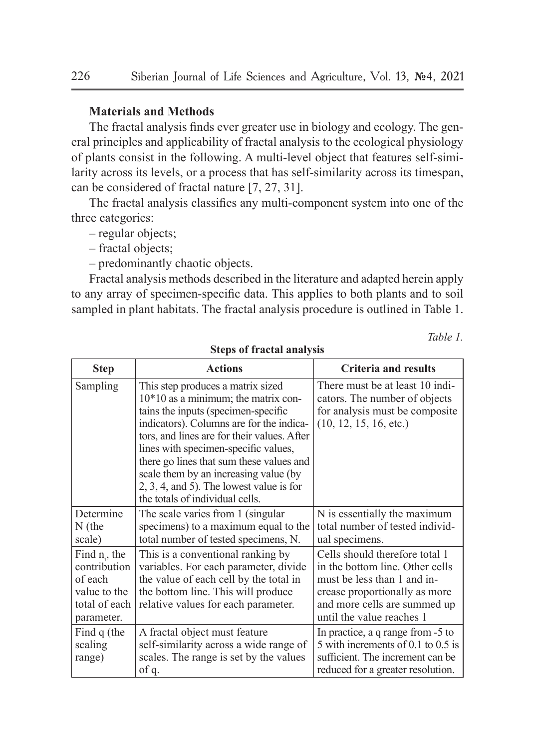**Materials and Methods**

The fractal analysis finds ever greater use in biology and ecology. The general principles and applicability of fractal analysis to the ecological physiology of plants consist in the following. A multi-level object that features self-similarity across its levels, or a process that has self-similarity across its timespan, can be considered of fractal nature [7, 27, 31].

The fractal analysis classifies any multi-component system into one of the three categories:

– regular objects;

– fractal objects;

– predominantly chaotic objects.

Fractal analysis methods described in the literature and adapted herein apply to any array of specimen-specific data. This applies to both plants and to soil sampled in plant habitats. The fractal analysis procedure is outlined in Table 1.

*Table 1.*

**Steps of fractal analysis**

| Step | Actions | Criteria and results |
|---|---|---|
| Sampling | This step produces a matrix sized 10*10 as a minimum; the matrix contains the inputs (specimen-specific indicators). Columns are for the indicators, and lines are for their values. After lines with specimen-specific values, there go lines that sum these values and scale them by an increasing value (by 2, 3, 4, and 5). The lowest value is for the totals of individual cells. | There must be at least 10 indicators. The number of objects for analysis must be composite (10, 12, 15, 16, etc.) |
| Determine N (the scale) | The scale varies from 1 (singular specimens) to a maximum equal to the total number of tested specimens, N. | N is essentially the maximum total number of tested individual specimens. |
| Find $n_i$, the contribution of each value to the total of each parameter. | This is a conventional ranking by variables. For each parameter, divide the value of each cell by the total in the bottom line. This will produce relative values for each parameter. | Cells should therefore total 1 in the bottom line. Other cells must be less than 1 and increase proportionally as more and more cells are summed up until the value reaches 1 |
| Find q (the scaling range) | A fractal object must feature self-similarity across a wide range of scales. The range is set by the values of q. | In practice, a q range from -5 to 5 with increments of 0.1 to 0.5 is sufficient. The increment can be reduced for a greater resolution. |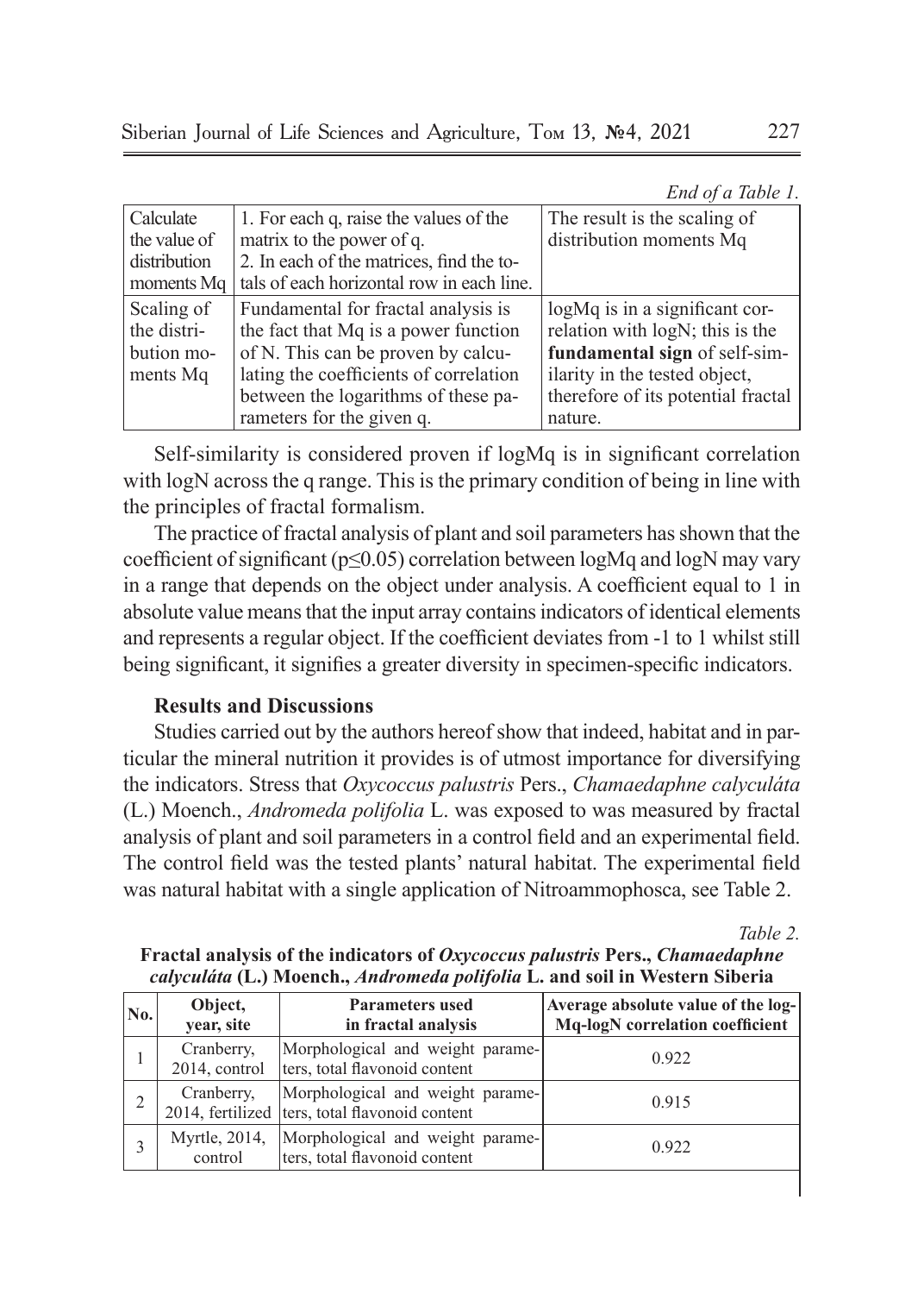*End of a Table 1.*

| | | |
|---|---|---|
| Calculate the value of distribution moments Mq | 1. For each q, raise the values of the matrix to the power of q.<br>2. In each of the matrices, find the totals of each horizontal row in each line. | The result is the scaling of distribution moments Mq |
| Scaling of the distribution moments Mq | Fundamental for fractal analysis is the fact that Mq is a power function of N. This can be proven by calculating the coefficients of correlation between the logarithms of these parameters for the given q. | logMq is in a significant correlation with logN; this is the **fundamental sign** of self-similarity in the tested object, therefore of its potential fractal nature. |

Self-similarity is considered proven if logMq is in significant correlation with logN across the q range. This is the primary condition of being in line with the principles of fractal formalism.

The practice of fractal analysis of plant and soil parameters has shown that the coefficient of significant ($p \leq 0.05$) correlation between logMq and logN may vary in a range that depends on the object under analysis. A coefficient equal to 1 in absolute value means that the input array contains indicators of identical elements and represents a regular object. If the coefficient deviates from -1 to 1 whilst still being significant, it signifies a greater diversity in specimen-specific indicators.

### Results and Discussions

Studies carried out by the authors hereof show that indeed, habitat and in particular the mineral nutrition it provides is of utmost importance for diversifying the indicators. Stress that *Oxycoccus palustris* Pers., *Chamaedaphne calyculáta* (L.) Moench., *Andromeda polifolia* L. was exposed to was measured by fractal analysis of plant and soil parameters in a control field and an experimental field. The control field was the tested plants' natural habitat. The experimental field was natural habitat with a single application of Nitroammophosca, see Table 2.

*Table 2.*

**Fractal analysis of the indicators of *Oxycoccus palustris* Pers., *Chamaedaphne calyculáta* (L.) Moench., *Andromeda polifolia* L. and soil in Western Siberia**

| No. | Object, year, site | Parameters used in fractal analysis | Average absolute value of the log-Mq-logN correlation coefficient |
|---|---|---|---|
| 1 | Cranberry, 2014, control | Morphological and weight parameters, total flavonoid content | 0.922 |
| 2 | Cranberry, 2014, fertilized | Morphological and weight parameters, total flavonoid content | 0.915 |
| 3 | Myrtle, 2014, control | Morphological and weight parameters, total flavonoid content | 0.922 |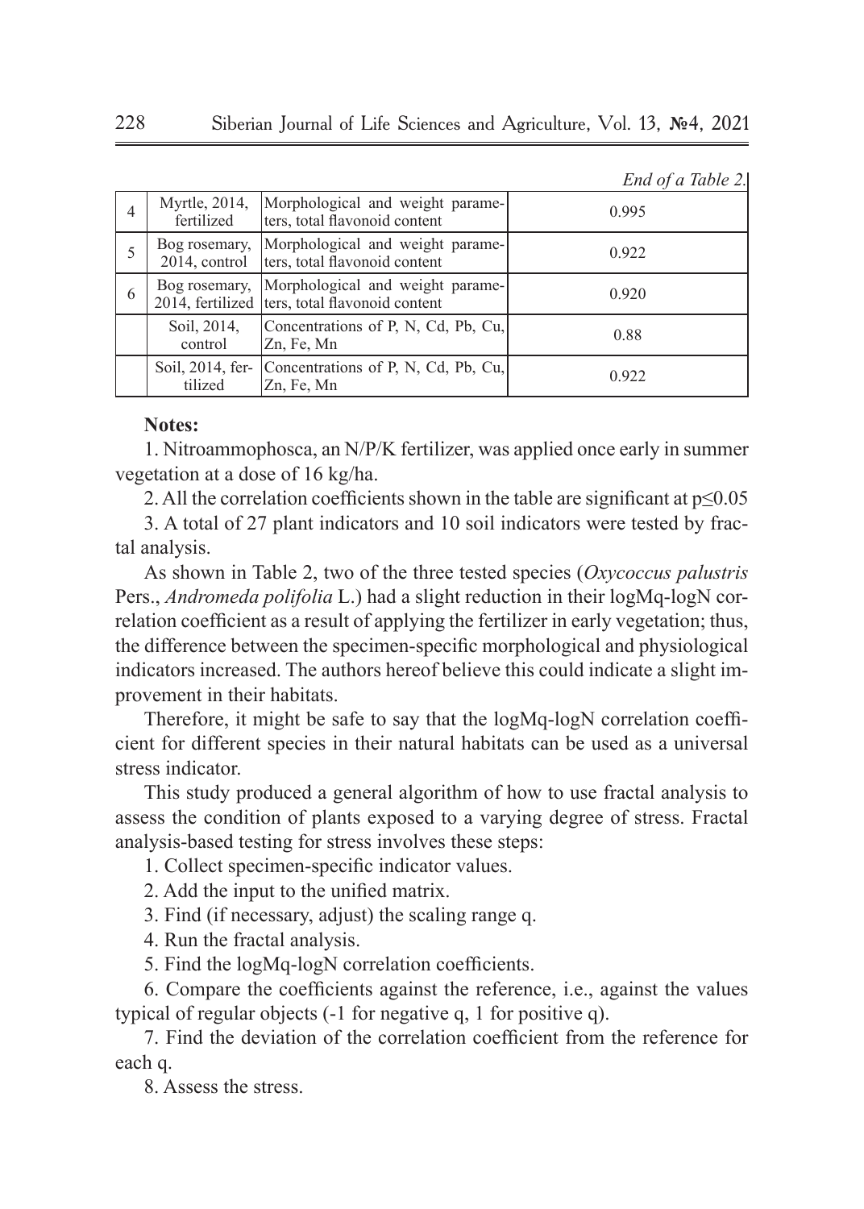*End of a Table 2.*

| | | | |
|---|---|---|---|
| 4 | Myrtle, 2014, fertilized | Morphological and weight parameters, total flavonoid content | 0.995 |
| 5 | Bog rosemary, 2014, control | Morphological and weight parameters, total flavonoid content | 0.922 |
| 6 | Bog rosemary, 2014, fertilized | Morphological and weight parameters, total flavonoid content | 0.920 |
| | Soil, 2014, control | Concentrations of P, N, Cd, Pb, Cu, Zn, Fe, Mn | 0.88 |
| | Soil, 2014, fertilized | Concentrations of P, N, Cd, Pb, Cu, Zn, Fe, Mn | 0.922 |

**Notes:**

1. Nitroammophosca, an N/P/K fertilizer, was applied once early in summer vegetation at a dose of 16 kg/ha.

2. All the correlation coefficients shown in the table are significant at $p \leq 0.05$

3. A total of 27 plant indicators and 10 soil indicators were tested by fractal analysis.

As shown in Table 2, two of the three tested species (*Oxycoccus palustris* Pers., *Andromeda polifolia* L.) had a slight reduction in their logMq-logN correlation coefficient as a result of applying the fertilizer in early vegetation; thus, the difference between the specimen-specific morphological and physiological indicators increased. The authors hereof believe this could indicate a slight improvement in their habitats.

Therefore, it might be safe to say that the logMq-logN correlation coefficient for different species in their natural habitats can be used as a universal stress indicator.

This study produced a general algorithm of how to use fractal analysis to assess the condition of plants exposed to a varying degree of stress. Fractal analysis-based testing for stress involves these steps:

1. Collect specimen-specific indicator values.
2. Add the input to the unified matrix.
3. Find (if necessary, adjust) the scaling range q.
4. Run the fractal analysis.
5. Find the logMq-logN correlation coefficients.
6. Compare the coefficients against the reference, i.e., against the values typical of regular objects (-1 for negative q, 1 for positive q).
7. Find the deviation of the correlation coefficient from the reference for each q.
8. Assess the stress.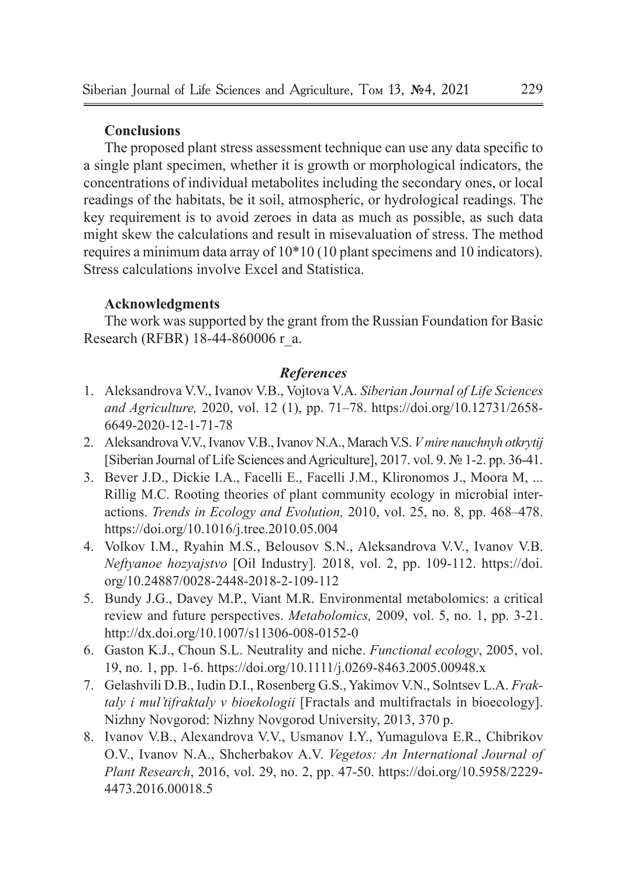### Conclusions

The proposed plant stress assessment technique can use any data specific to a single plant specimen, whether it is growth or morphological indicators, the concentrations of individual metabolites including the secondary ones, or local readings of the habitats, be it soil, atmospheric, or hydrological readings. The key requirement is to avoid zeroes in data as much as possible, as such data might skew the calculations and result in misevaluation of stress. The method requires a minimum data array of 10*10 (10 plant specimens and 10 indicators). Stress calculations involve Excel and Statistica.

### Acknowledgments

The work was supported by the grant from the Russian Foundation for Basic Research (RFBR) 18-44-860006 r_a.

### *References*

1. Aleksandrova V.V., Ivanov V.B., Vojtova V.A. *Siberian Journal of Life Sciences and Agriculture,* 2020, vol. 12 (1), pp. 71–78. https://doi.org/10.12731/2658-6649-2020-12-1-71-78
2. Aleksandrova V.V., Ivanov V.B., Ivanov N.A., Marach V.S. *V mire nauchnyh otkrytij* [Siberian Journal of Life Sciences and Agriculture], 2017. vol. 9. № 1-2. pp. 36-41.
3. Bever J.D., Dickie I.A., Facelli E., Facelli J.M., Klironomos J., Moora M, ... Rillig M.C. Rooting theories of plant community ecology in microbial interactions. *Trends in Ecology and Evolution,* 2010, vol. 25, no. 8, pp. 468–478. https://doi.org/10.1016/j.tree.2010.05.004
4. Volkov I.M., Ryahin M.S., Belousov S.N., Aleksandrova V.V., Ivanov V.B. *Neftyanoe hozyajstvo* [Oil Industry]. 2018, vol. 2, pp. 109-112. https://doi.org/10.24887/0028-2448-2018-2-109-112
5. Bundy J.G., Davey M.P., Viant M.R. Environmental metabolomics: a critical review and future perspectives. *Metabolomics,* 2009, vol. 5, no. 1, pp. 3-21. http://dx.doi.org/10.1007/s11306-008-0152-0
6. Gaston K.J., Choun S.L. Neutrality and niche. *Functional ecology*, 2005, vol. 19, no. 1, pp. 1-6. https://doi.org/10.1111/j.0269-8463.2005.00948.x
7. Gelashvili D.B., Iudin D.I., Rosenberg G.S., Yakimov V.N., Solntsev L.A. *Fraktaly i mul'tifraktaly v bioekologii* [Fractals and multifractals in bioecology]. Nizhny Novgorod: Nizhny Novgorod University, 2013, 370 p.
8. Ivanov V.B., Alexandrova V.V., Usmanov I.Y., Yumagulova E.R., Chibrikov O.V., Ivanov N.A., Shcherbakov A.V. *Vegetos: An International Journal of Plant Research*, 2016, vol. 29, no. 2, pp. 47-50. https://doi.org/10.5958/2229-4473.2016.00018.5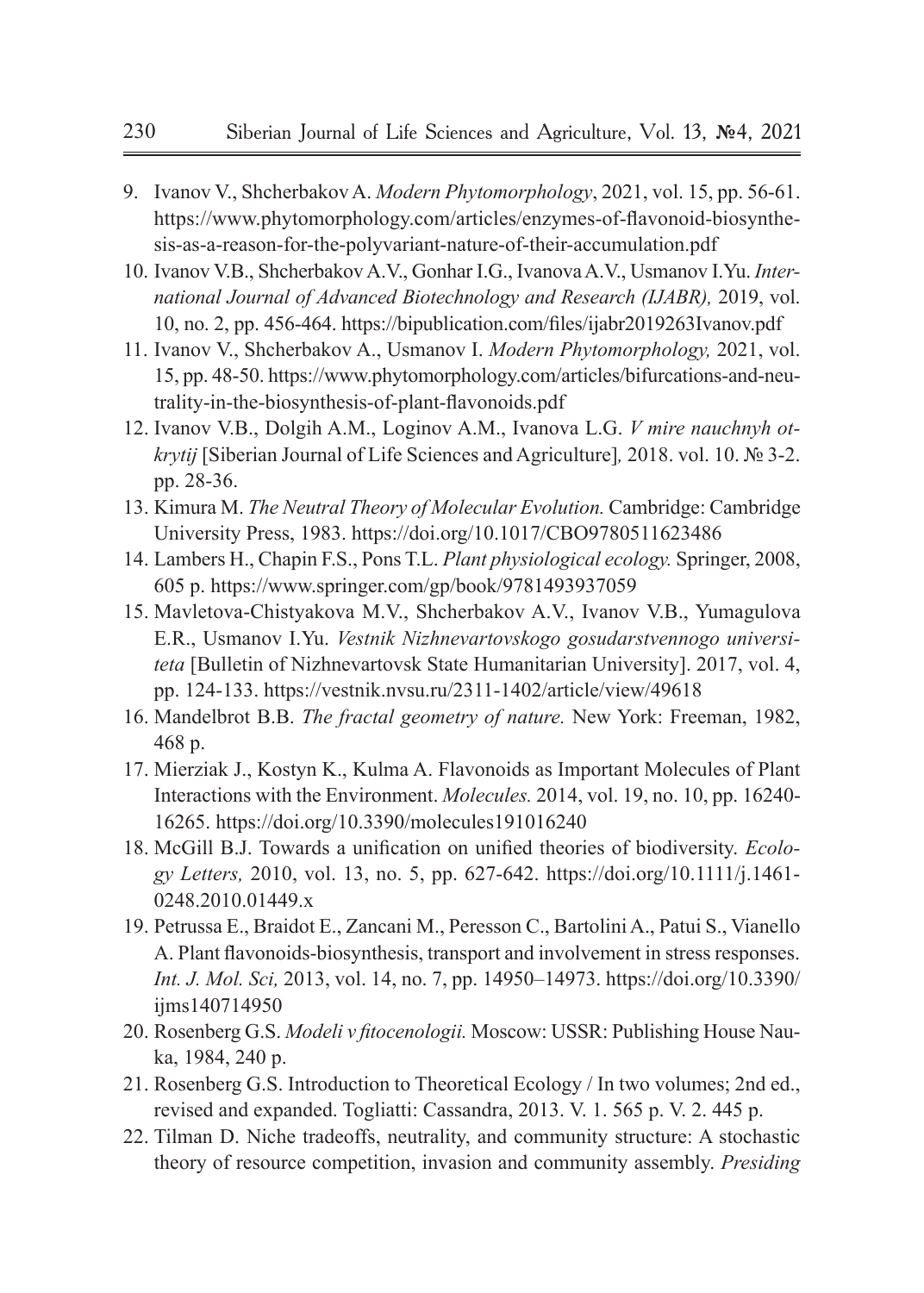9. Ivanov V., Shcherbakov A. *Modern Phytomorphology*, 2021, vol. 15, pp. 56-61. https://www.phytomorphology.com/articles/enzymes-of-flavonoid-biosynthesis-as-a-reason-for-the-polyvariant-nature-of-their-accumulation.pdf
10. Ivanov V.B., Shcherbakov A.V., Gonhar I.G., Ivanova A.V., Usmanov I.Yu. *International Journal of Advanced Biotechnology and Research (IJABR),* 2019, vol. 10, no. 2, pp. 456-464. https://bipublication.com/files/ijabr2019263Ivanov.pdf
11. Ivanov V., Shcherbakov A., Usmanov I. *Modern Phytomorphology,* 2021, vol. 15, pp. 48-50. https://www.phytomorphology.com/articles/bifurcations-and-neutrality-in-the-biosynthesis-of-plant-flavonoids.pdf
12. Ivanov V.B., Dolgih A.M., Loginov A.M., Ivanova L.G. *V mire nauchnyh otkrytij* [Siberian Journal of Life Sciences and Agriculture]*,* 2018. vol. 10. № 3-2. pp. 28-36.
13. Kimura M. *The Neutral Theory of Molecular Evolution.* Cambridge: Cambridge University Press, 1983. https://doi.org/10.1017/CBO9780511623486
14. Lambers H., Chapin F.S., Pons T.L. *Plant physiological ecology.* Springer, 2008, 605 p. https://www.springer.com/gp/book/9781493937059
15. Mavletova-Chistyakova M.V., Shcherbakov A.V., Ivanov V.B., Yumagulova E.R., Usmanov I.Yu. *Vestnik Nizhnevartovskogo gosudarstvennogo universiteta* [Bulletin of Nizhnevartovsk State Humanitarian University]. 2017, vol. 4, pp. 124-133. https://vestnik.nvsu.ru/2311-1402/article/view/49618
16. Mandelbrot B.B. *The fractal geometry of nature.* New York: Freeman, 1982, 468 p.
17. Mierziak J., Kostyn K., Kulma A. Flavonoids as Important Molecules of Plant Interactions with the Environment. *Molecules.* 2014, vol. 19, no. 10, pp. 16240-16265. https://doi.org/10.3390/molecules191016240
18. McGill B.J. Towards a unification on unified theories of biodiversity. *Ecology Letters,* 2010, vol. 13, no. 5, pp. 627-642. https://doi.org/10.1111/j.1461-0248.2010.01449.x
19. Petrussa E., Braidot E., Zancani M., Peresson C., Bartolini A., Patui S., Vianello A. Plant flavonoids-biosynthesis, transport and involvement in stress responses. *Int. J. Mol. Sci,* 2013, vol. 14, no. 7, pp. 14950–14973. https://doi.org/10.3390/ijms140714950
20. Rosenberg G.S. *Modeli v fitocenologii.* Moscow: USSR: Publishing House Nauka, 1984, 240 p.
21. Rosenberg G.S. Introduction to Theoretical Ecology / In two volumes; 2nd ed., revised and expanded. Togliatti: Cassandra, 2013. V. 1. 565 p. V. 2. 445 p.
22. Tilman D. Niche tradeoffs, neutrality, and community structure: A stochastic theory of resource competition, invasion and community assembly. *Presiding*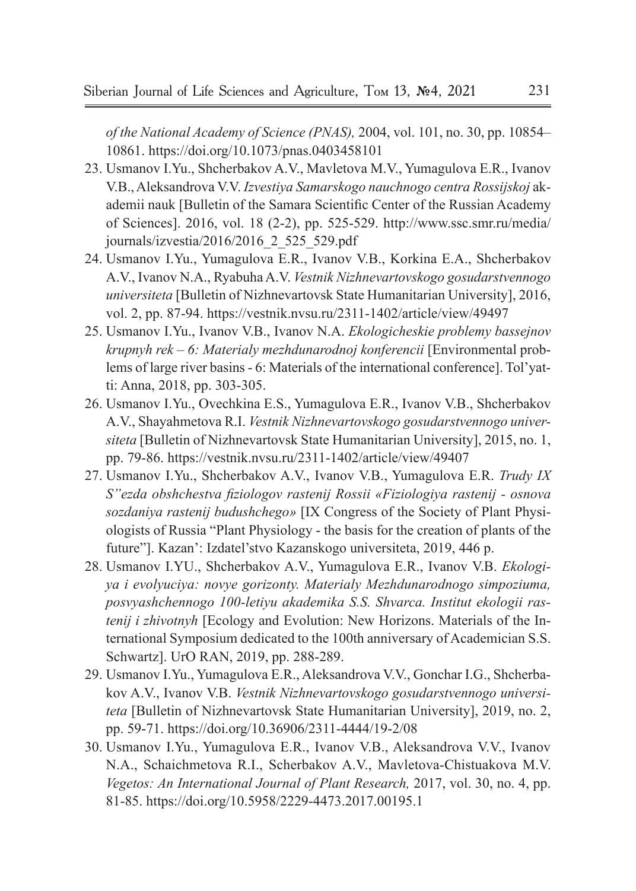*of the National Academy of Science (PNAS),* 2004, vol. 101, no. 30, pp. 10854–10861. https://doi.org/10.1073/pnas.0403458101

23. Usmanov I.Yu., Shcherbakov A.V., Mavletova M.V., Yumagulova E.R., Ivanov V.B., Aleksandrova V.V. *Izvestiya Samarskogo nauchnogo centra Rossijskoj* akademii nauk [Bulletin of the Samara Scientific Center of the Russian Academy of Sciences]. 2016, vol. 18 (2-2), pp. 525-529. http://www.ssc.smr.ru/media/journals/izvestia/2016/2016_2_525_529.pdf
24. Usmanov I.Yu., Yumagulova E.R., Ivanov V.B., Korkina E.A., Shcherbakov A.V., Ivanov N.A., Ryabuha A.V. *Vestnik Nizhnevartovskogo gosudarstvennogo universiteta* [Bulletin of Nizhnevartovsk State Humanitarian University], 2016, vol. 2, pp. 87-94. https://vestnik.nvsu.ru/2311-1402/article/view/49497
25. Usmanov I.Yu., Ivanov V.B., Ivanov N.A. *Ekologicheskie problemy bassejnov krupnyh rek – 6: Materialy mezhdunarodnoj konferencii* [Environmental problems of large river basins - 6: Materials of the international conference]. Tol'yatti: Anna, 2018, pp. 303-305.
26. Usmanov I.Yu., Ovechkina E.S., Yumagulova E.R., Ivanov V.B., Shcherbakov A.V., Shayahmetova R.I. *Vestnik Nizhnevartovskogo gosudarstvennogo universiteta* [Bulletin of Nizhnevartovsk State Humanitarian University], 2015, no. 1, pp. 79-86. https://vestnik.nvsu.ru/2311-1402/article/view/49407
27. Usmanov I.Yu., Shcherbakov A.V., Ivanov V.B., Yumagulova E.R. *Trudy IX S"ezda obshchestva fiziologov rastenij Rossii «Fiziologiya rastenij - osnova sozdaniya rastenij budushchego»* [IX Congress of the Society of Plant Physiologists of Russia "Plant Physiology - the basis for the creation of plants of the future"]. Kazan': Izdatel'stvo Kazanskogo universiteta, 2019, 446 p.
28. Usmanov I.YU., Shcherbakov A.V., Yumagulova E.R., Ivanov V.B. *Ekologiya i evolyuciya: novye gorizonty. Materialy Mezhdunarodnogo simpoziuma, posvyashchennogo 100-letiyu akademika S.S. Shvarca. Institut ekologii rastenij i zhivotnyh* [Ecology and Evolution: New Horizons. Materials of the International Symposium dedicated to the 100th anniversary of Academician S.S. Schwartz]. UrO RAN, 2019, pp. 288-289.
29. Usmanov I.Yu., Yumagulova E.R., Aleksandrova V.V., Gonchar I.G., Shcherbakov A.V., Ivanov V.B. *Vestnik Nizhnevartovskogo gosudarstvennogo universiteta* [Bulletin of Nizhnevartovsk State Humanitarian University], 2019, no. 2, pp. 59-71. https://doi.org/10.36906/2311-4444/19-2/08
30. Usmanov I.Yu., Yumagulova E.R., Ivanov V.B., Aleksandrova V.V., Ivanov N.A., Schaichmetova R.I., Scherbakov A.V., Mavletova-Chistuakova M.V. *Vegetos: An International Journal of Plant Research,* 2017, vol. 30, no. 4, pp. 81-85. https://doi.org/10.5958/2229-4473.2017.00195.1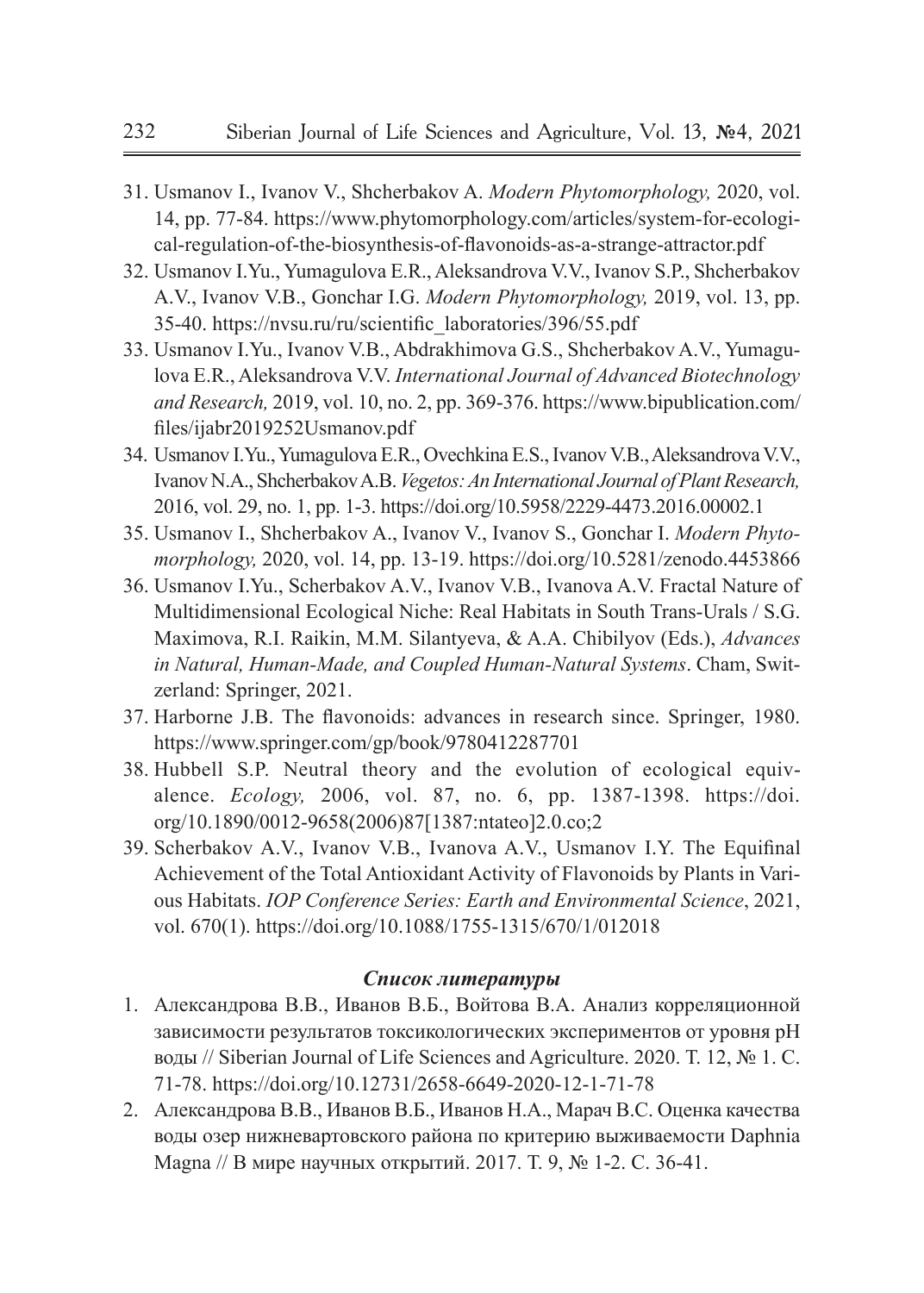31. Usmanov I., Ivanov V., Shcherbakov A. *Modern Phytomorphology,* 2020, vol. 14, pp. 77-84. https://www.phytomorphology.com/articles/system-for-ecological-regulation-of-the-biosynthesis-of-flavonoids-as-a-strange-attractor.pdf
32. Usmanov I.Yu., Yumagulova E.R., Aleksandrova V.V., Ivanov S.P., Shcherbakov A.V., Ivanov V.B., Gonchar I.G. *Modern Phytomorphology,* 2019, vol. 13, pp. 35-40. https://nvsu.ru/ru/scientific_laboratories/396/55.pdf
33. Usmanov I.Yu., Ivanov V.B., Abdrakhimova G.S., Shcherbakov A.V., Yumagulova E.R., Aleksandrova V.V. *International Journal of Advanced Biotechnology and Research,* 2019, vol. 10, no. 2, pp. 369-376. https://www.bipublication.com/files/ijabr2019252Usmanov.pdf
34. Usmanov I.Yu., Yumagulova E.R., Ovechkina E.S., Ivanov V.B., Aleksandrova V.V., Ivanov N.A., Shcherbakov A.B. *Vegetos: An International Journal of Plant Research,* 2016, vol. 29, no. 1, pp. 1-3. https://doi.org/10.5958/2229-4473.2016.00002.1
35. Usmanov I., Shcherbakov A., Ivanov V., Ivanov S., Gonchar I. *Modern Phytomorphology,* 2020, vol. 14, pp. 13-19. https://doi.org/10.5281/zenodo.4453866
36. Usmanov I.Yu., Scherbakov A.V., Ivanov V.B., Ivanova A.V. Fractal Nature of Multidimensional Ecological Niche: Real Habitats in South Trans-Urals / S.G. Maximova, R.I. Raikin, M.M. Silantyeva, & A.A. Chibilyov (Eds.), *Advances in Natural, Human-Made, and Coupled Human-Natural Systems*. Cham, Switzerland: Springer, 2021.
37. Harborne J.B. The flavonoids: advances in research since. Springer, 1980. https://www.springer.com/gp/book/9780412287701
38. Hubbell S.P. Neutral theory and the evolution of ecological equivalence. *Ecology,* 2006, vol. 87, no. 6, pp. 1387-1398. https://doi.org/10.1890/0012-9658(2006)87[1387:ntateo]2.0.co;2
39. Scherbakov A.V., Ivanov V.B., Ivanova A.V., Usmanov I.Y. The Equifinal Achievement of the Total Antioxidant Activity of Flavonoids by Plants in Various Habitats. *IOP Conference Series: Earth and Environmental Science*, 2021, vol. 670(1). https://doi.org/10.1088/1755-1315/670/1/012018

### *Список литературы*

1. Александрова В.В., Иванов В.Б., Войтова В.А. Анализ корреляционной зависимости результатов токсикологических экспериментов от уровня pH воды // Siberian Journal of Life Sciences and Agriculture. 2020. Т. 12, № 1. С. 71-78. https://doi.org/10.12731/2658-6649-2020-12-1-71-78
2. Александрова В.В., Иванов В.Б., Иванов Н.А., Марач В.С. Оценка качества воды озер нижневартовского района по критерию выживаемости Daphnia Magna // В мире научных открытий. 2017. Т. 9, № 1-2. С. 36-41.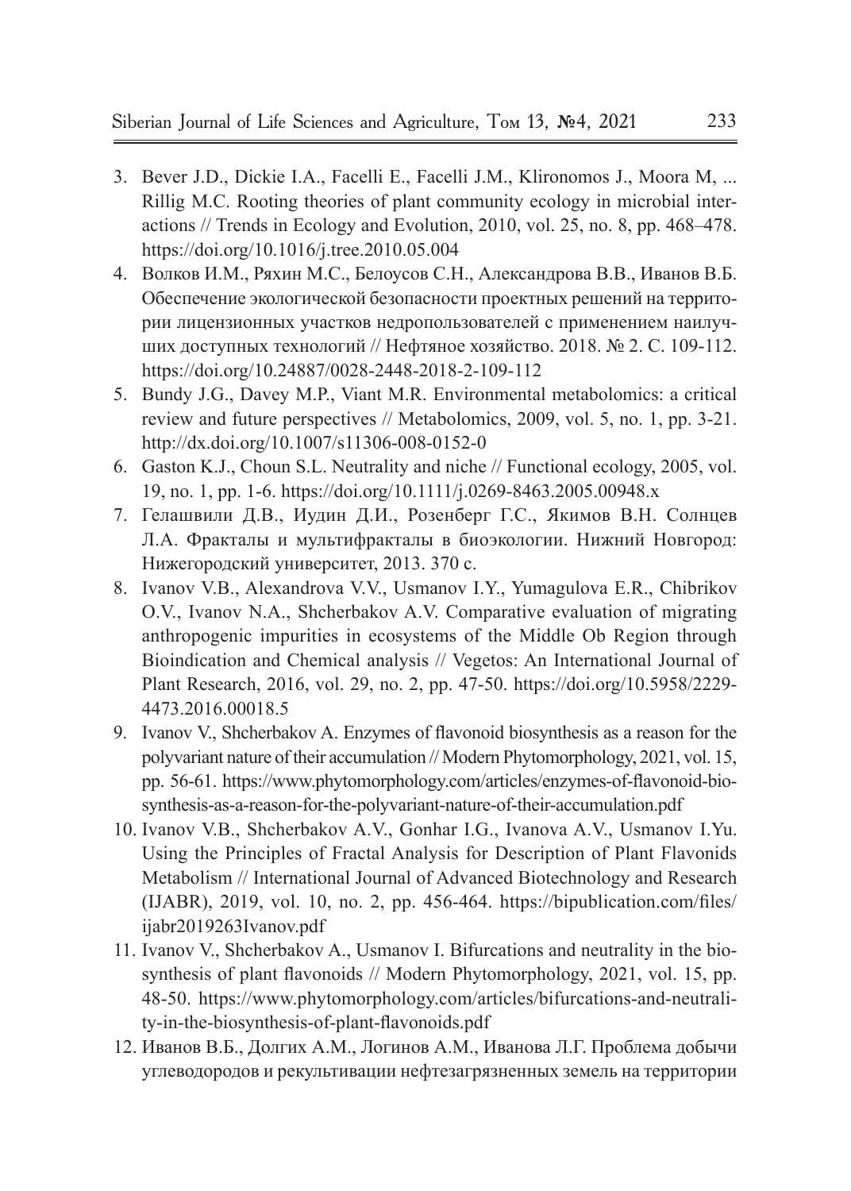3. Bever J.D., Dickie I.A., Facelli E., Facelli J.M., Klironomos J., Moora M, ... Rillig M.C. Rooting theories of plant community ecology in microbial interactions // Trends in Ecology and Evolution, 2010, vol. 25, no. 8, pp. 468–478. https://doi.org/10.1016/j.tree.2010.05.004
4. Волков И.М., Ряхин М.С., Белоусов С.Н., Александрова В.В., Иванов В.Б. Обеспечение экологической безопасности проектных решений на территории лицензионных участков недропользователей с применением наилучших доступных технологий // Нефтяное хозяйство. 2018. № 2. С. 109-112. https://doi.org/10.24887/0028-2448-2018-2-109-112
5. Bundy J.G., Davey M.P., Viant M.R. Environmental metabolomics: a critical review and future perspectives // Metabolomics, 2009, vol. 5, no. 1, pp. 3-21. http://dx.doi.org/10.1007/s11306-008-0152-0
6. Gaston K.J., Choun S.L. Neutrality and niche // Functional ecology, 2005, vol. 19, no. 1, pp. 1-6. https://doi.org/10.1111/j.0269-8463.2005.00948.x
7. Гелашвили Д.В., Иудин Д.И., Розенберг Г.С., Якимов В.Н. Солнцев Л.А. Фракталы и мультифракталы в биоэкологии. Нижний Новгород: Нижегородский университет, 2013. 370 с.
8. Ivanov V.B., Alexandrova V.V., Usmanov I.Y., Yumagulova E.R., Chibrikov O.V., Ivanov N.A., Shcherbakov A.V. Comparative evaluation of migrating anthropogenic impurities in ecosystems of the Middle Ob Region through Bioindication and Chemical analysis // Vegetos: An International Journal of Plant Research, 2016, vol. 29, no. 2, pp. 47-50. https://doi.org/10.5958/2229-4473.2016.00018.5
9. Ivanov V., Shcherbakov A. Enzymes of flavonoid biosynthesis as a reason for the polyvariant nature of their accumulation // Modern Phytomorphology, 2021, vol. 15, pp. 56-61. https://www.phytomorphology.com/articles/enzymes-of-flavonoid-biosynthesis-as-a-reason-for-the-polyvariant-nature-of-their-accumulation.pdf
10. Ivanov V.B., Shcherbakov A.V., Gonhar I.G., Ivanova A.V., Usmanov I.Yu. Using the Principles of Fractal Analysis for Description of Plant Flavonids Metabolism // International Journal of Advanced Biotechnology and Research (IJABR), 2019, vol. 10, no. 2, pp. 456-464. https://bipublication.com/files/ijabr2019263Ivanov.pdf
11. Ivanov V., Shcherbakov A., Usmanov I. Bifurcations and neutrality in the biosynthesis of plant flavonoids // Modern Phytomorphology, 2021, vol. 15, pp. 48-50. https://www.phytomorphology.com/articles/bifurcations-and-neutrality-in-the-biosynthesis-of-plant-flavonoids.pdf
12. Иванов В.Б., Долгих А.М., Логинов А.М., Иванова Л.Г. Проблема добычи углеводородов и рекультивации нефтезагрязненных земель на территории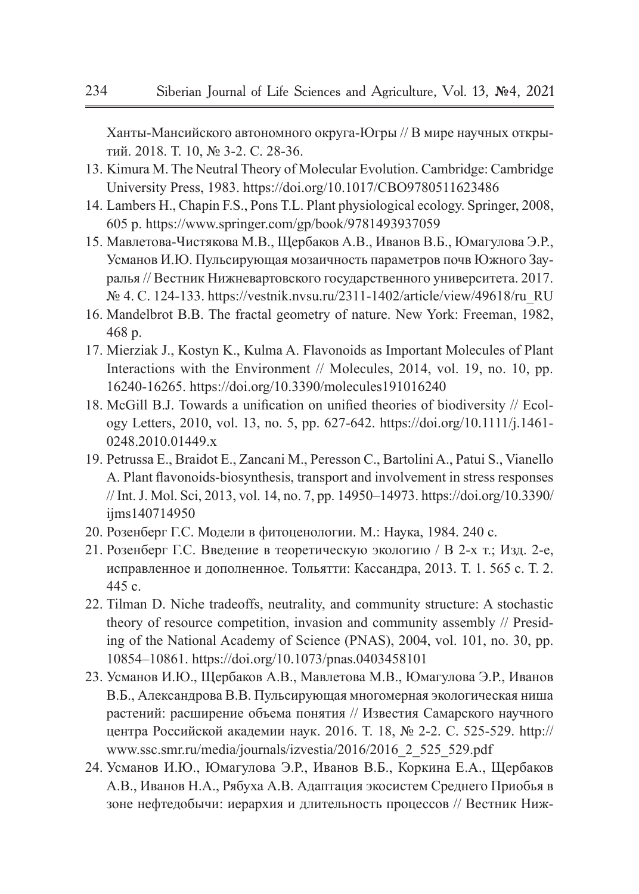Ханты-Мансийского автономного округа-Югры // В мире научных открытий. 2018. Т. 10, № 3-2. С. 28-36.

13. Kimura M. The Neutral Theory of Molecular Evolution. Cambridge: Cambridge University Press, 1983. https://doi.org/10.1017/CBO9780511623486
14. Lambers H., Chapin F.S., Pons T.L. Plant physiological ecology. Springer, 2008, 605 p. https://www.springer.com/gp/book/9781493937059
15. Мавлетова-Чистякова М.В., Щербаков А.В., Иванов В.Б., Юмагулова Э.Р., Усманов И.Ю. Пульсирующая мозаичность параметров почв Южного Зауралья // Вестник Нижневартовского государственного университета. 2017. № 4. С. 124-133. https://vestnik.nvsu.ru/2311-1402/article/view/49618/ru_RU
16. Mandelbrot B.B. The fractal geometry of nature. New York: Freeman, 1982, 468 p.
17. Mierziak J., Kostyn K., Kulma A. Flavonoids as Important Molecules of Plant Interactions with the Environment // Molecules, 2014, vol. 19, no. 10, pp. 16240-16265. https://doi.org/10.3390/molecules191016240
18. McGill B.J. Towards a unification on unified theories of biodiversity // Ecology Letters, 2010, vol. 13, no. 5, pp. 627-642. https://doi.org/10.1111/j.1461-0248.2010.01449.x
19. Petrussa E., Braidot E., Zancani M., Peresson C., Bartolini A., Patui S., Vianello A. Plant flavonoids-biosynthesis, transport and involvement in stress responses // Int. J. Mol. Sci, 2013, vol. 14, no. 7, pp. 14950–14973. https://doi.org/10.3390/ijms140714950
20. Розенберг Г.С. Модели в фитоценологии. М.: Наука, 1984. 240 с.
21. Розенберг Г.С. Введение в теоретическую экологию / В 2-х т.; Изд. 2-е, исправленное и дополненное. Тольятти: Кассандра, 2013. Т. 1. 565 с. Т. 2. 445 с.
22. Tilman D. Niche tradeoffs, neutrality, and community structure: A stochastic theory of resource competition, invasion and community assembly // Presiding of the National Academy of Science (PNAS), 2004, vol. 101, no. 30, pp. 10854–10861. https://doi.org/10.1073/pnas.0403458101
23. Усманов И.Ю., Щербаков А.В., Мавлетова М.В., Юмагулова Э.Р., Иванов В.Б., Александрова В.В. Пульсирующая многомерная экологическая ниша растений: расширение объема понятия // Известия Самарского научного центра Российской академии наук. 2016. Т. 18, № 2-2. С. 525-529. http://www.ssc.smr.ru/media/journals/izvestia/2016/2016_2_525_529.pdf
24. Усманов И.Ю., Юмагулова Э.Р., Иванов В.Б., Коркина Е.А., Щербаков А.В., Иванов Н.А., Рябуха А.В. Адаптация экосистем Среднего Приобья в зоне нефтедобычи: иерархия и длительность процессов // Вестник Ниж-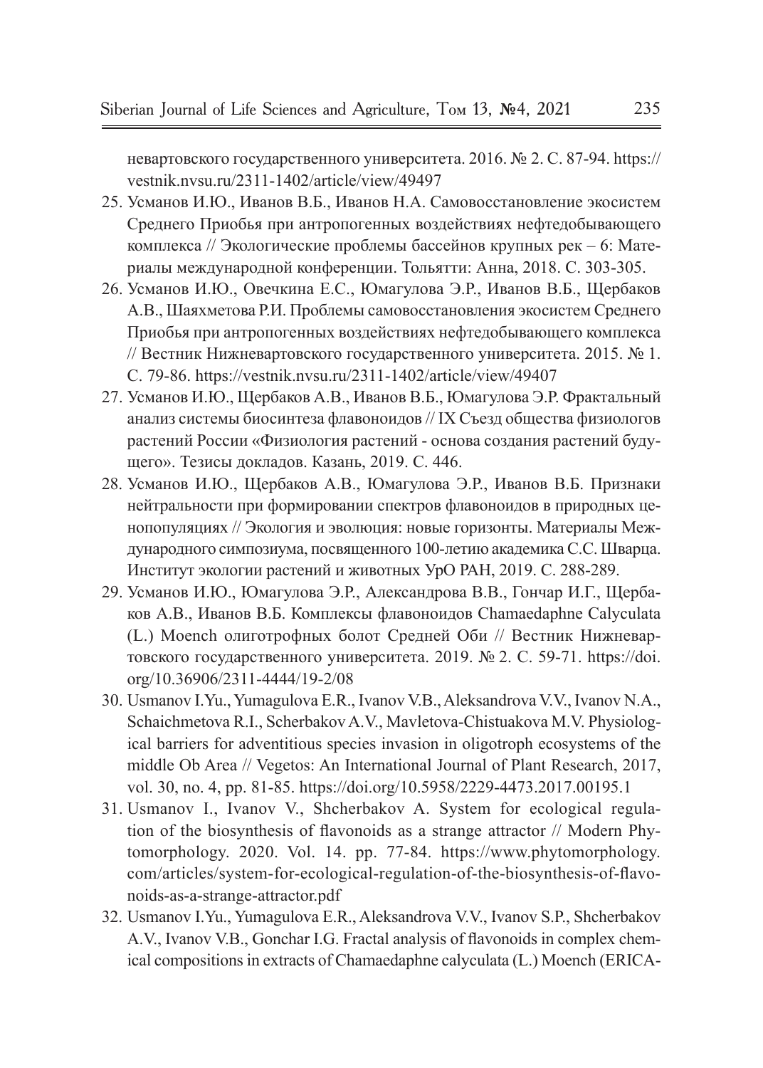невартовского государственного университета. 2016. № 2. С. 87-94. https://vestnik.nvsu.ru/2311-1402/article/view/49497

25. Усманов И.Ю., Иванов В.Б., Иванов Н.А. Самовосстановление экосистем Среднего Приобья при антропогенных воздействиях нефтедобывающего комплекса // Экологические проблемы бассейнов крупных рек – 6: Материалы международной конференции. Тольятти: Анна, 2018. С. 303-305.
26. Усманов И.Ю., Овечкина Е.С., Юмагулова Э.Р., Иванов В.Б., Щербаков А.В., Шаяхметова Р.И. Проблемы самовосстановления экосистем Среднего Приобья при антропогенных воздействиях нефтедобывающего комплекса // Вестник Нижневартовского государственного университета. 2015. № 1. С. 79-86. https://vestnik.nvsu.ru/2311-1402/article/view/49407
27. Усманов И.Ю., Щербаков А.В., Иванов В.Б., Юмагулова Э.Р. Фрактальный анализ системы биосинтеза флавоноидов // IX Съезд общества физиологов растений России «Физиология растений - основа создания растений будущего». Тезисы докладов. Казань, 2019. С. 446.
28. Усманов И.Ю., Щербаков А.В., Юмагулова Э.Р., Иванов В.Б. Признаки нейтральности при формировании спектров флавоноидов в природных ценопопуляциях // Экология и эволюция: новые горизонты. Материалы Международного симпозиума, посвященного 100-летию академика С.С. Шварца. Институт экологии растений и животных УрО РАН, 2019. С. 288-289.
29. Усманов И.Ю., Юмагулова Э.Р., Александрова В.В., Гончар И.Г., Щербаков А.В., Иванов В.Б. Комплексы флавоноидов Chamaedaphne Calyculata (L.) Moench олиготрофных болот Средней Оби // Вестник Нижневартовского государственного университета. 2019. № 2. С. 59-71. https://doi.org/10.36906/2311-4444/19-2/08
30. Usmanov I.Yu., Yumagulova E.R., Ivanov V.B., Aleksandrova V.V., Ivanov N.A., Schaichmetova R.I., Scherbakov A.V., Mavletova-Chistuakova M.V. Physiological barriers for adventitious species invasion in oligotroph ecosystems of the middle Ob Area // Vegetos: An International Journal of Plant Research, 2017, vol. 30, no. 4, pp. 81-85. https://doi.org/10.5958/2229-4473.2017.00195.1
31. Usmanov I., Ivanov V., Shcherbakov A. System for ecological regulation of the biosynthesis of flavonoids as a strange attractor // Modern Phytomorphology. 2020. Vol. 14. pp. 77-84. https://www.phytomorphology.com/articles/system-for-ecological-regulation-of-the-biosynthesis-of-flavonoids-as-a-strange-attractor.pdf
32. Usmanov I.Yu., Yumagulova E.R., Aleksandrova V.V., Ivanov S.P., Shcherbakov A.V., Ivanov V.B., Gonchar I.G. Fractal analysis of flavonoids in complex chemical compositions in extracts of Chamaedaphne calyculata (L.) Moench (ERICA-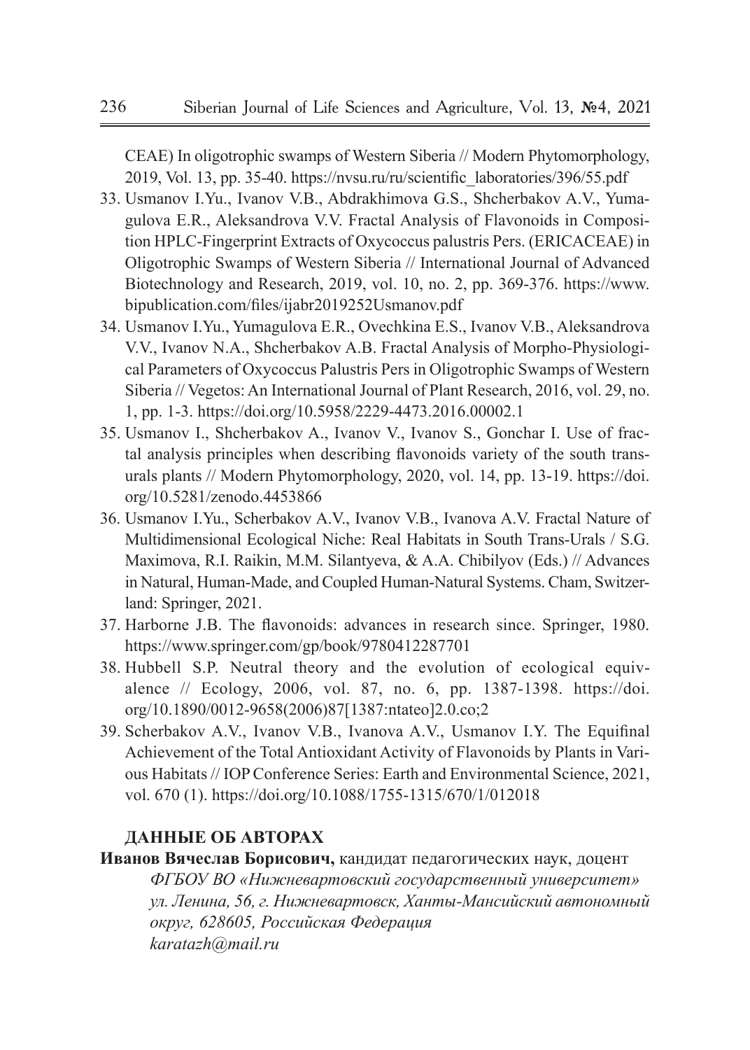CEAE) In oligotrophic swamps of Western Siberia // Modern Phytomorphology, 2019, Vol. 13, pp. 35-40. https://nvsu.ru/ru/scientific_laboratories/396/55.pdf

33. Usmanov I.Yu., Ivanov V.B., Abdrakhimova G.S., Shcherbakov A.V., Yumagulova E.R., Aleksandrova V.V. Fractal Analysis of Flavonoids in Composition HPLC-Fingerprint Extracts of Oxycoccus palustris Pers. (ERICACEAE) in Oligotrophic Swamps of Western Siberia // International Journal of Advanced Biotechnology and Research, 2019, vol. 10, no. 2, pp. 369-376. https://www.bipublication.com/files/ijabr2019252Usmanov.pdf
34. Usmanov I.Yu., Yumagulova E.R., Ovechkina E.S., Ivanov V.B., Aleksandrova V.V., Ivanov N.A., Shcherbakov A.B. Fractal Analysis of Morpho-Physiological Parameters of Oxycoccus Palustris Pers in Oligotrophic Swamps of Western Siberia // Vegetos: An International Journal of Plant Research, 2016, vol. 29, no. 1, pp. 1-3. https://doi.org/10.5958/2229-4473.2016.00002.1
35. Usmanov I., Shcherbakov A., Ivanov V., Ivanov S., Gonchar I. Use of fractal analysis principles when describing flavonoids variety of the south transurals plants // Modern Phytomorphology, 2020, vol. 14, pp. 13-19. https://doi.org/10.5281/zenodo.4453866
36. Usmanov I.Yu., Scherbakov A.V., Ivanov V.B., Ivanova A.V. Fractal Nature of Multidimensional Ecological Niche: Real Habitats in South Trans-Urals / S.G. Maximova, R.I. Raikin, M.M. Silantyeva, & A.A. Chibilyov (Eds.) // Advances in Natural, Human-Made, and Coupled Human-Natural Systems. Cham, Switzerland: Springer, 2021.
37. Harborne J.B. The flavonoids: advances in research since. Springer, 1980. https://www.springer.com/gp/book/9780412287701
38. Hubbell S.P. Neutral theory and the evolution of ecological equivalence // Ecology, 2006, vol. 87, no. 6, pp. 1387-1398. https://doi.org/10.1890/0012-9658(2006)87[1387:ntateo]2.0.co;2
39. Scherbakov A.V., Ivanov V.B., Ivanova A.V., Usmanov I.Y. The Equifinal Achievement of the Total Antioxidant Activity of Flavonoids by Plants in Various Habitats // IOP Conference Series: Earth and Environmental Science, 2021, vol. 670 (1). https://doi.org/10.1088/1755-1315/670/1/012018

## ДАННЫЕ ОБ АВТОРАХ

**Иванов Вячеслав Борисович,** кандидат педагогических наук, доцент
*ФГБОУ ВО «Нижневартовский государственный университет»*
*ул. Ленина, 56, г. Нижневартовск, Ханты-Мансийский автономный округ, 628605, Российская Федерация*
*karatazh@mail.ru*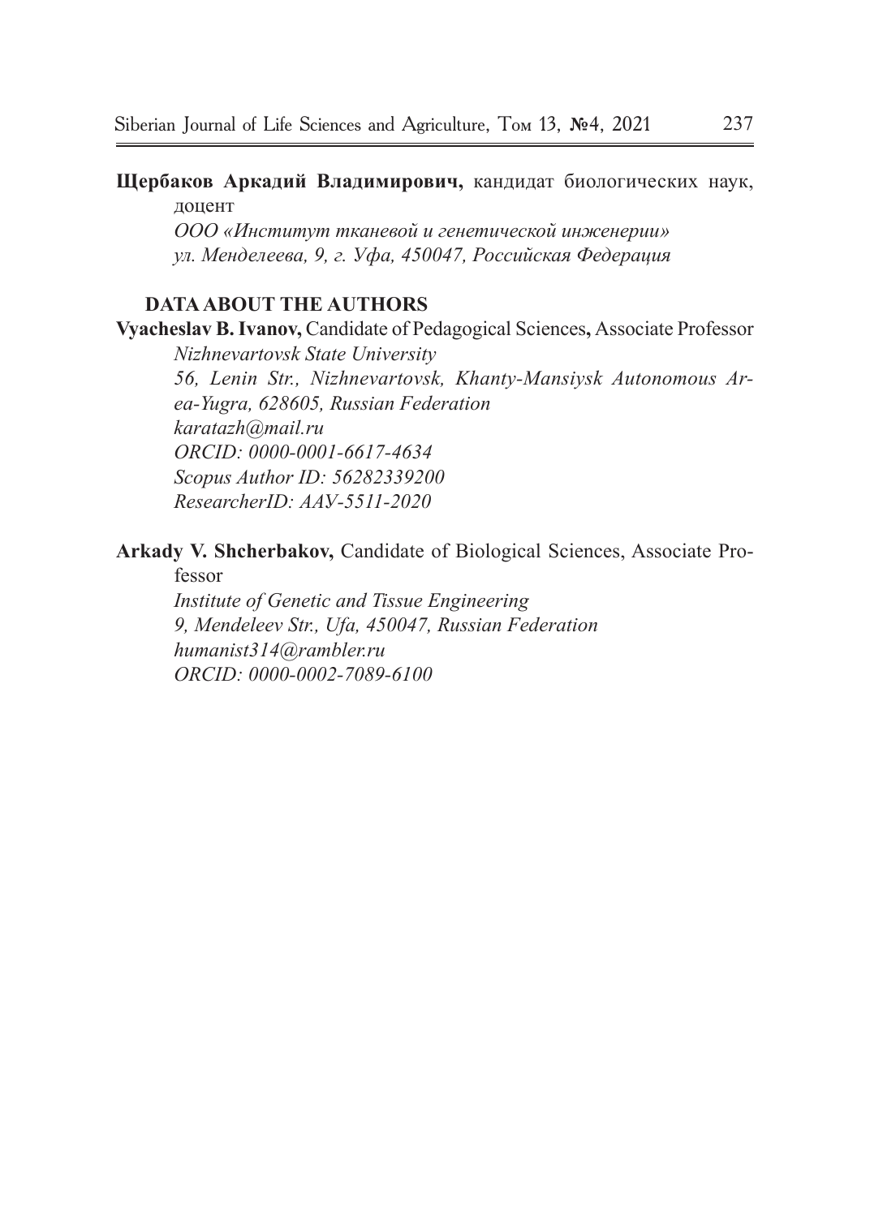**Щербаков Аркадий Владимирович,** кандидат биологических наук, доцент

*ООО «Институт тканевой и генетической инженерии»*
*ул. Менделеева, 9, г. Уфа, 450047, Российская Федерация*

## DATA ABOUT THE AUTHORS

**Vyacheslav B. Ivanov,** Candidate of Pedagogical Sciences**,** Associate Professor

*Nizhnevartovsk State University*
*56, Lenin Str., Nizhnevartovsk, Khanty-Mansiysk Autonomous Area-Yugra, 628605, Russian Federation*
*karatazh@mail.ru*
*ORCID: 0000-0001-6617-4634*
*Scopus Author ID: 56282339200*
*ResearcherID: AAУ-5511-2020*

**Arkady V. Shcherbakov,** Candidate of Biological Sciences, Associate Professor

*Institute of Genetic and Tissue Engineering*
*9, Mendeleev Str., Ufa, 450047, Russian Federation*
*humanist314@rambler.ru*
*ORCID: 0000-0002-7089-6100*